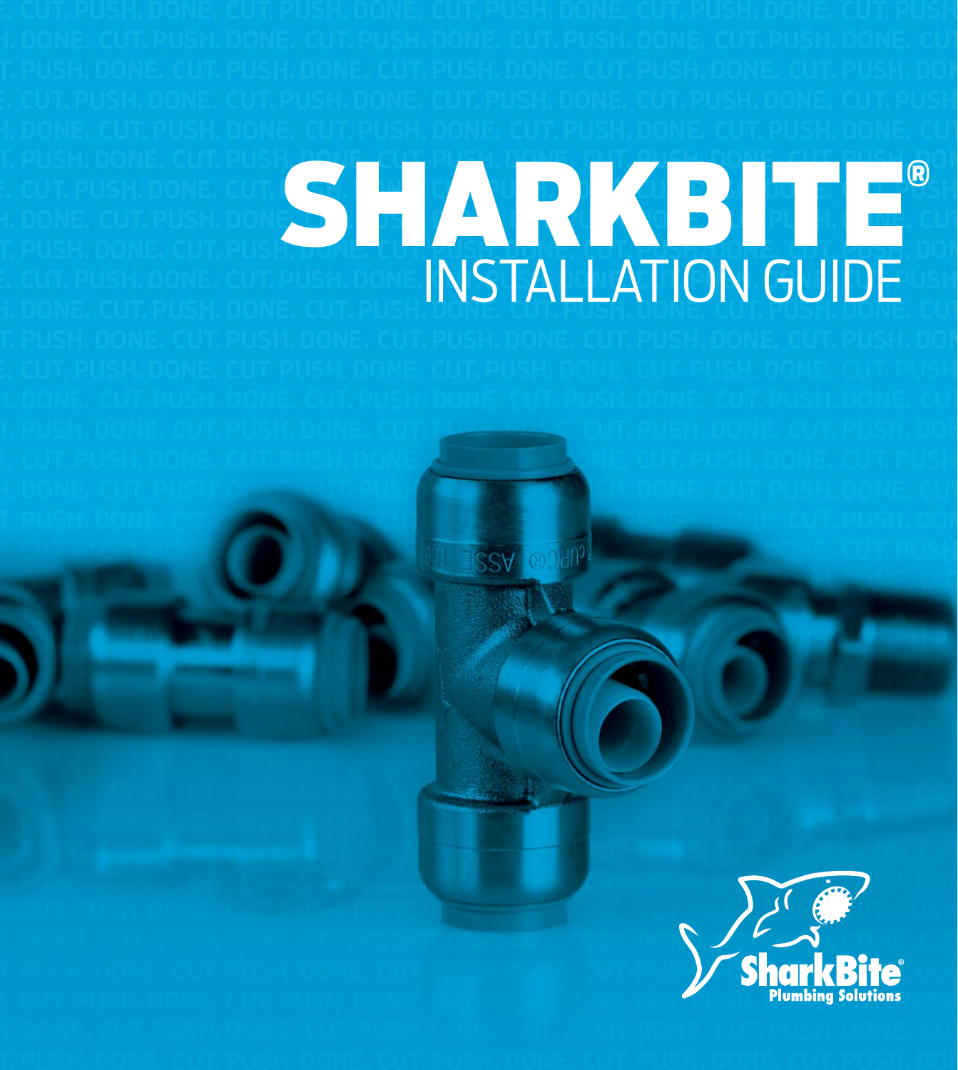# SHARKBITE®

## INSTALLATION GUIDE

SharkBite®
Plumbing Solutions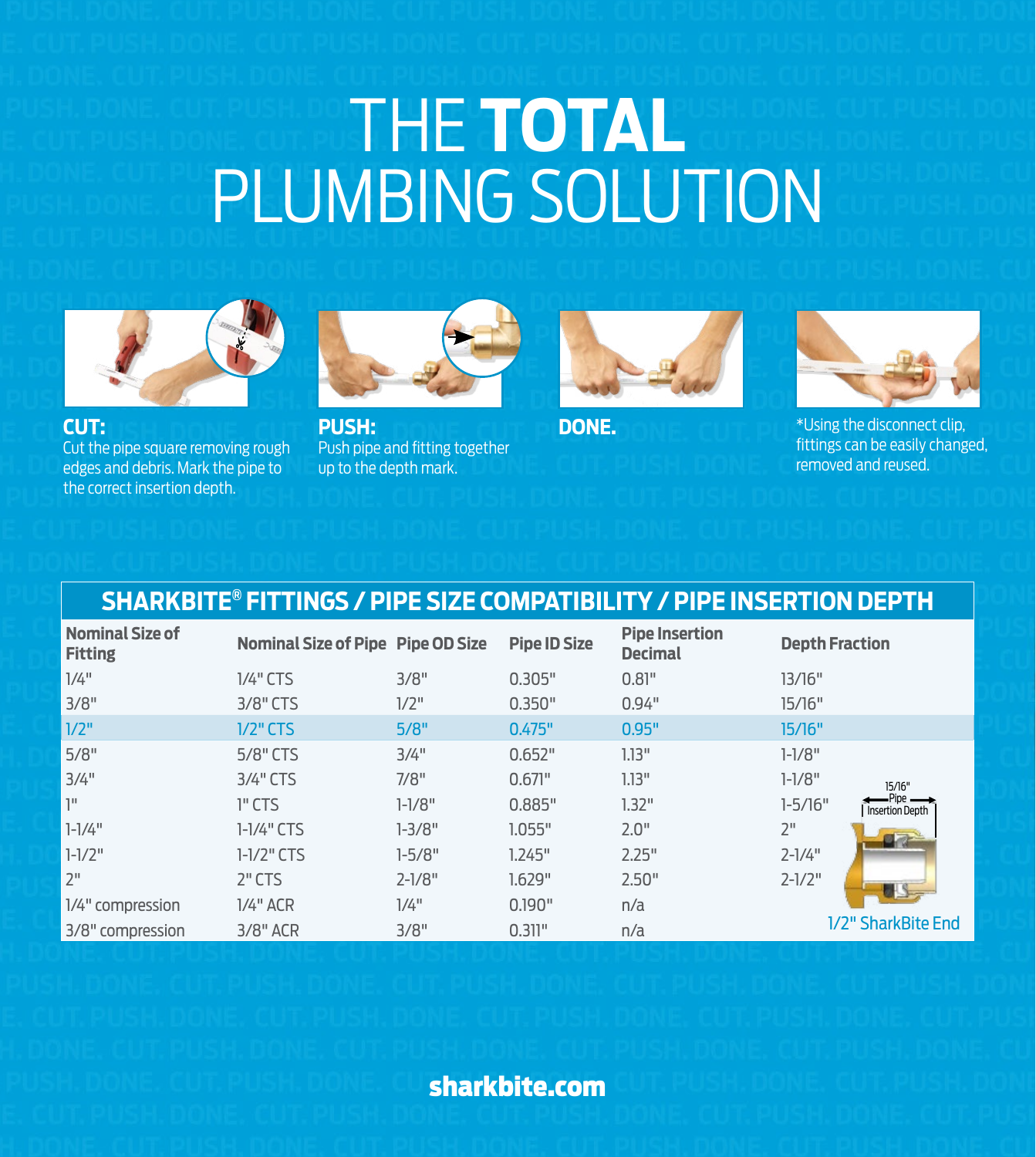# THE **TOTAL** PLUMBING SOLUTION

**CUT:**
Cut the pipe square removing rough edges and debris. Mark the pipe to the correct insertion depth.

**PUSH:**
Push pipe and fitting together up to the depth mark.

**DONE.**

*Using the disconnect clip, fittings can be easily changed, removed and reused.

## SHARKBITE® FITTINGS / PIPE SIZE COMPATIBILITY / PIPE INSERTION DEPTH

| Nominal Size of Fitting | Nominal Size of Pipe | Pipe OD Size | Pipe ID Size | Pipe Insertion Decimal | Depth Fraction |
|---|---|---|---|---|---|
| 1/4" | 1/4" CTS | 3/8" | 0.305" | 0.81" | 13/16" |
| 3/8" | 3/8" CTS | 1/2" | 0.350" | 0.94" | 15/16" |
| 1/2" | 1/2" CTS | 5/8" | 0.475" | 0.95" | 15/16" |
| 5/8" | 5/8" CTS | 3/4" | 0.652" | 1.13" | 1-1/8" |
| 3/4" | 3/4" CTS | 7/8" | 0.671" | 1.13" | 1-1/8" |
| 1" | 1" CTS | 1-1/8" | 0.885" | 1.32" | 1-5/16" |
| 1-1/4" | 1-1/4" CTS | 1-3/8" | 1.055" | 2.0" | 2" |
| 1-1/2" | 1-1/2" CTS | 1-5/8" | 1.245" | 2.25" | 2-1/4" |
| 2" | 2" CTS | 2-1/8" | 1.629" | 2.50" | 2-1/2" |
| 1/4" compression | 1/4" ACR | 1/4" | 0.190" | n/a | |
| 3/8" compression | 3/8" ACR | 3/8" | 0.311" | n/a | |

15/16" Pipe Insertion Depth

1/2" SharkBite End

sharkbite.com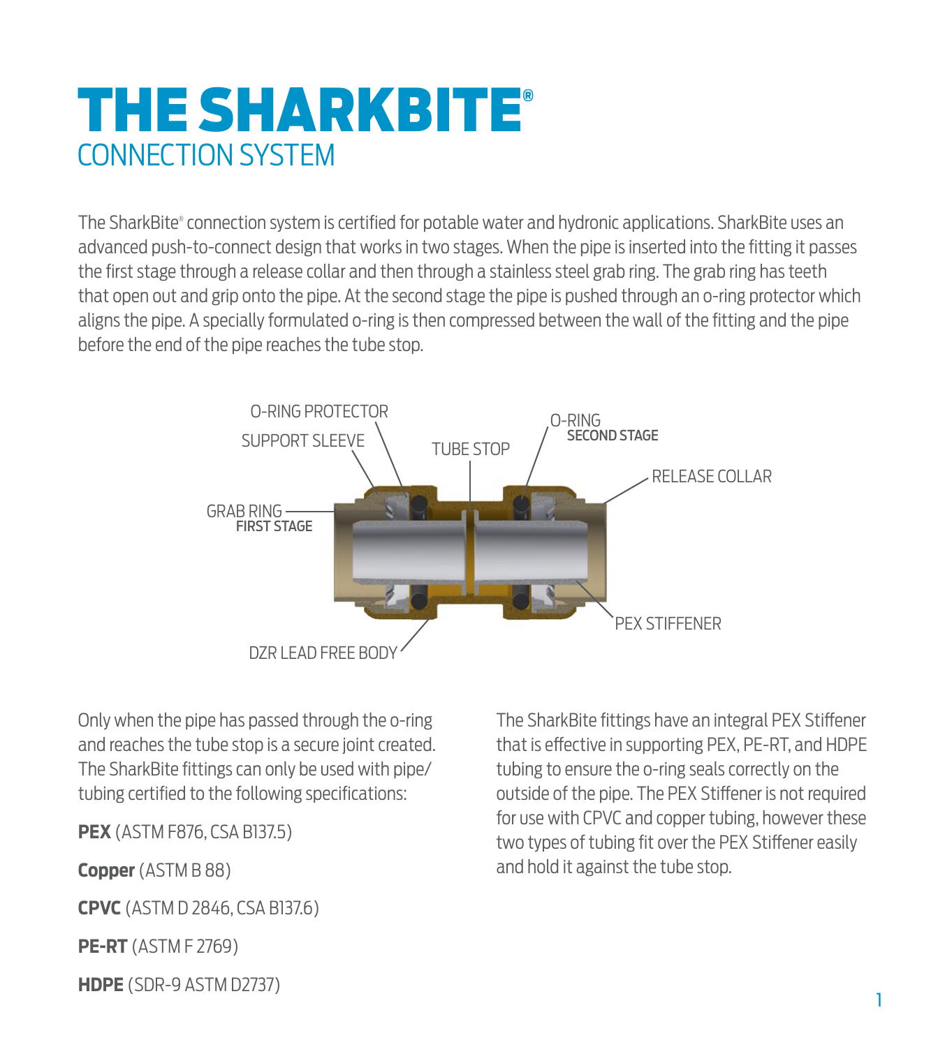# THE SHARKBITE®

## CONNECTION SYSTEM

The SharkBite® connection system is certified for potable water and hydronic applications. SharkBite uses an advanced push-to-connect design that works in two stages. When the pipe is inserted into the fitting it passes the first stage through a release collar and then through a stainless steel grab ring. The grab ring has teeth that open out and grip onto the pipe. At the second stage the pipe is pushed through an o-ring protector which aligns the pipe. A specially formulated o-ring is then compressed between the wall of the fitting and the pipe before the end of the pipe reaches the tube stop.

O-RING PROTECTOR
SUPPORT SLEEVE
TUBE STOP
O-RING
SECOND STAGE
RELEASE COLLAR
GRAB RING
FIRST STAGE
PEX STIFFENER
DZR LEAD FREE BODY

Only when the pipe has passed through the o-ring and reaches the tube stop is a secure joint created. The SharkBite fittings can only be used with pipe/tubing certified to the following specifications:

**PEX** (ASTM F876, CSA B137.5)

**Copper** (ASTM B 88)

**CPVC** (ASTM D 2846, CSA B137.6)

**PE-RT** (ASTM F 2769)

**HDPE** (SDR-9 ASTM D2737)

The SharkBite fittings have an integral PEX Stiffener that is effective in supporting PEX, PE-RT, and HDPE tubing to ensure the o-ring seals correctly on the outside of the pipe. The PEX Stiffener is not required for use with CPVC and copper tubing, however these two types of tubing fit over the PEX Stiffener easily and hold it against the tube stop.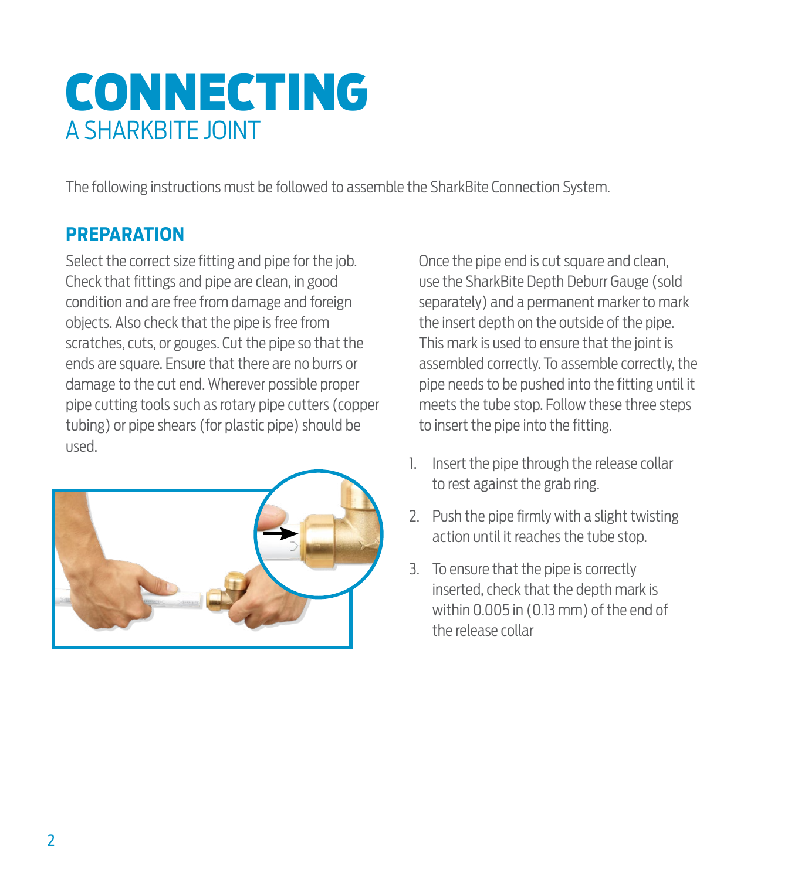# CONNECTING

## A SHARKBITE JOINT

The following instructions must be followed to assemble the SharkBite Connection System.

### PREPARATION

Select the correct size fitting and pipe for the job. Check that fittings and pipe are clean, in good condition and are free from damage and foreign objects. Also check that the pipe is free from scratches, cuts, or gouges. Cut the pipe so that the ends are square. Ensure that there are no burrs or damage to the cut end. Wherever possible proper pipe cutting tools such as rotary pipe cutters (copper tubing) or pipe shears (for plastic pipe) should be used.

Once the pipe end is cut square and clean, use the SharkBite Depth Deburr Gauge (sold separately) and a permanent marker to mark the insert depth on the outside of the pipe. This mark is used to ensure that the joint is assembled correctly. To assemble correctly, the pipe needs to be pushed into the fitting until it meets the tube stop. Follow these three steps to insert the pipe into the fitting.

1. Insert the pipe through the release collar to rest against the grab ring.
2. Push the pipe firmly with a slight twisting action until it reaches the tube stop.
3. To ensure that the pipe is correctly inserted, check that the depth mark is within 0.005 in (0.13 mm) of the end of the release collar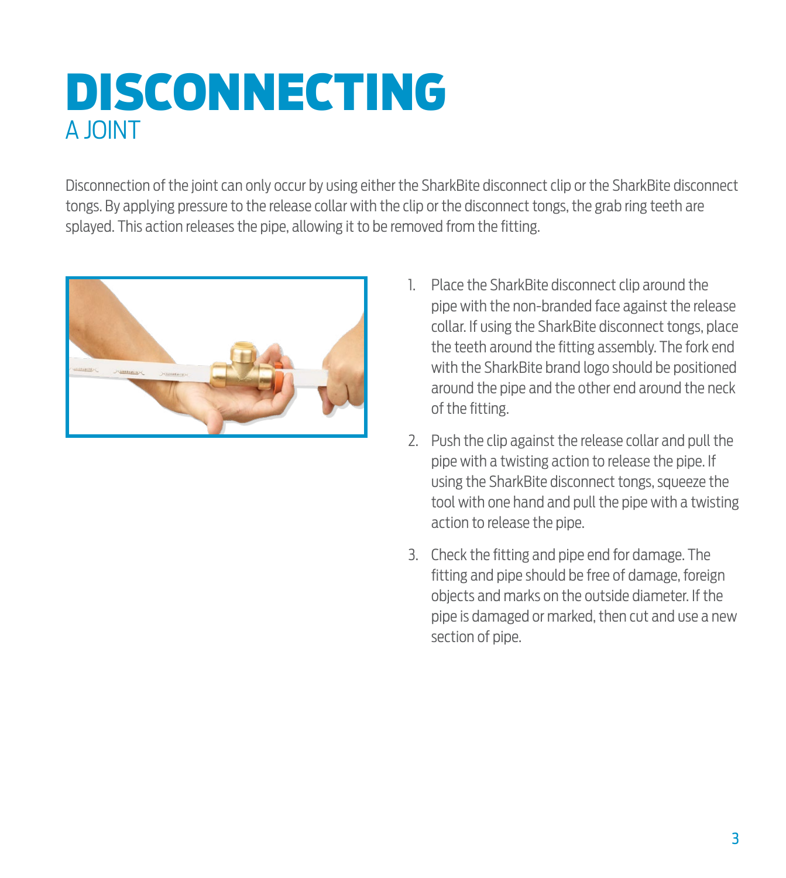# DISCONNECTING
## A JOINT

Disconnection of the joint can only occur by using either the SharkBite disconnect clip or the SharkBite disconnect tongs. By applying pressure to the release collar with the clip or the disconnect tongs, the grab ring teeth are splayed. This action releases the pipe, allowing it to be removed from the fitting.

1. Place the SharkBite disconnect clip around the pipe with the non-branded face against the release collar. If using the SharkBite disconnect tongs, place the teeth around the fitting assembly. The fork end with the SharkBite brand logo should be positioned around the pipe and the other end around the neck of the fitting.
2. Push the clip against the release collar and pull the pipe with a twisting action to release the pipe. If using the SharkBite disconnect tongs, squeeze the tool with one hand and pull the pipe with a twisting action to release the pipe.
3. Check the fitting and pipe end for damage. The fitting and pipe should be free of damage, foreign objects and marks on the outside diameter. If the pipe is damaged or marked, then cut and use a new section of pipe.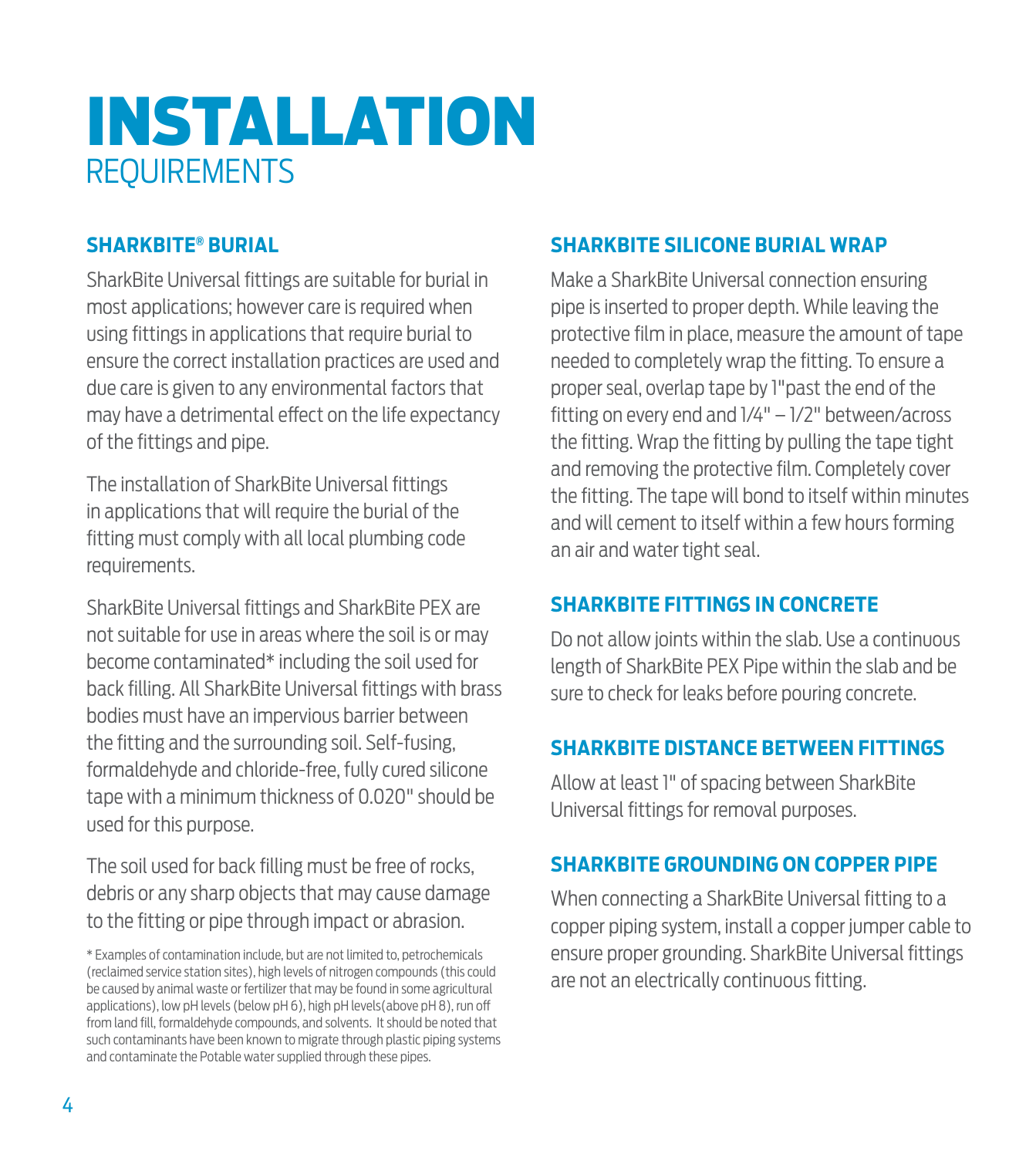# INSTALLATION REQUIREMENTS

### SHARKBITE® BURIAL

SharkBite Universal fittings are suitable for burial in most applications; however care is required when using fittings in applications that require burial to ensure the correct installation practices are used and due care is given to any environmental factors that may have a detrimental effect on the life expectancy of the fittings and pipe.

The installation of SharkBite Universal fittings in applications that will require the burial of the fitting must comply with all local plumbing code requirements.

SharkBite Universal fittings and SharkBite PEX are not suitable for use in areas where the soil is or may become contaminated* including the soil used for back filling. All SharkBite Universal fittings with brass bodies must have an impervious barrier between the fitting and the surrounding soil. Self-fusing, formaldehyde and chloride-free, fully cured silicone tape with a minimum thickness of 0.020" should be used for this purpose.

The soil used for back filling must be free of rocks, debris or any sharp objects that may cause damage to the fitting or pipe through impact or abrasion.

\* Examples of contamination include, but are not limited to, petrochemicals (reclaimed service station sites), high levels of nitrogen compounds (this could be caused by animal waste or fertilizer that may be found in some agricultural applications), low pH levels (below pH 6), high pH levels(above pH 8), run off from land fill, formaldehyde compounds, and solvents. It should be noted that such contaminants have been known to migrate through plastic piping systems and contaminate the Potable water supplied through these pipes.

### SHARKBITE SILICONE BURIAL WRAP

Make a SharkBite Universal connection ensuring pipe is inserted to proper depth. While leaving the protective film in place, measure the amount of tape needed to completely wrap the fitting. To ensure a proper seal, overlap tape by 1"past the end of the fitting on every end and 1/4" – 1/2" between/across the fitting. Wrap the fitting by pulling the tape tight and removing the protective film. Completely cover the fitting. The tape will bond to itself within minutes and will cement to itself within a few hours forming an air and water tight seal.

### SHARKBITE FITTINGS IN CONCRETE

Do not allow joints within the slab. Use a continuous length of SharkBite PEX Pipe within the slab and be sure to check for leaks before pouring concrete.

### SHARKBITE DISTANCE BETWEEN FITTINGS

Allow at least 1" of spacing between SharkBite Universal fittings for removal purposes.

### SHARKBITE GROUNDING ON COPPER PIPE

When connecting a SharkBite Universal fitting to a copper piping system, install a copper jumper cable to ensure proper grounding. SharkBite Universal fittings are not an electrically continuous fitting.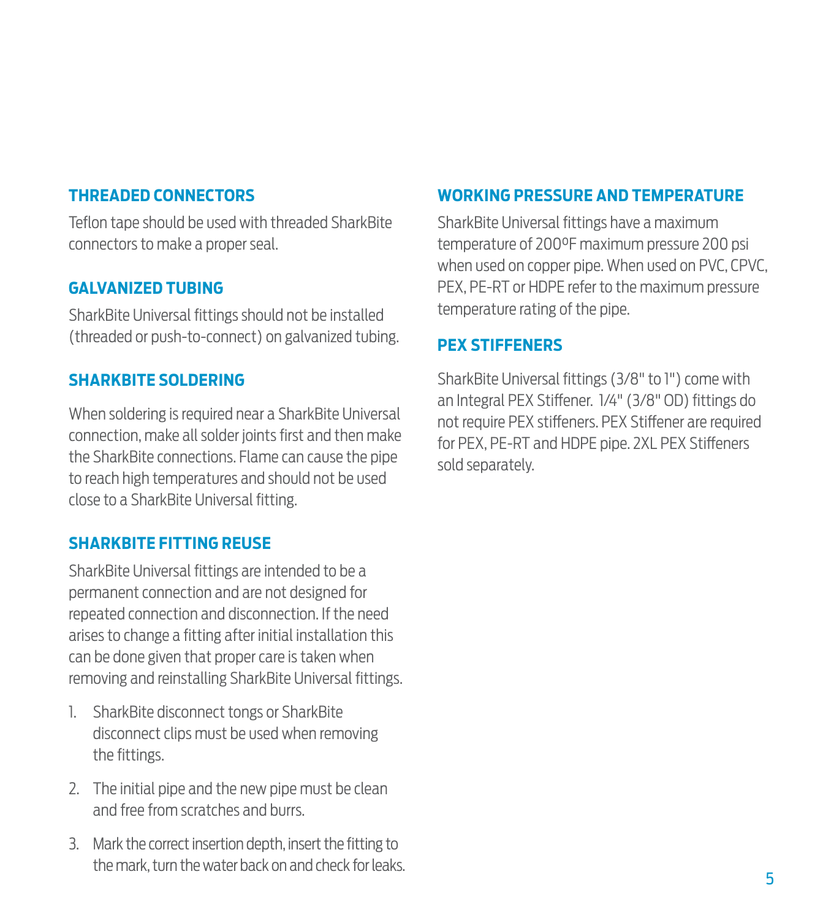## THREADED CONNECTORS

Teflon tape should be used with threaded SharkBite connectors to make a proper seal.

## GALVANIZED TUBING

SharkBite Universal fittings should not be installed (threaded or push-to-connect) on galvanized tubing.

## SHARKBITE SOLDERING

When soldering is required near a SharkBite Universal connection, make all solder joints first and then make the SharkBite connections. Flame can cause the pipe to reach high temperatures and should not be used close to a SharkBite Universal fitting.

## SHARKBITE FITTING REUSE

SharkBite Universal fittings are intended to be a permanent connection and are not designed for repeated connection and disconnection. If the need arises to change a fitting after initial installation this can be done given that proper care is taken when removing and reinstalling SharkBite Universal fittings.

1. SharkBite disconnect tongs or SharkBite disconnect clips must be used when removing the fittings.
2. The initial pipe and the new pipe must be clean and free from scratches and burrs.
3. Mark the correct insertion depth, insert the fitting to the mark, turn the water back on and check for leaks.

## WORKING PRESSURE AND TEMPERATURE

SharkBite Universal fittings have a maximum temperature of 200ºF maximum pressure 200 psi when used on copper pipe. When used on PVC, CPVC, PEX, PE-RT or HDPE refer to the maximum pressure temperature rating of the pipe.

## PEX STIFFENERS

SharkBite Universal fittings (3/8" to 1") come with an Integral PEX Stiffener. 1/4" (3/8" OD) fittings do not require PEX stiffeners. PEX Stiffener are required for PEX, PE-RT and HDPE pipe. 2XL PEX Stiffeners sold separately.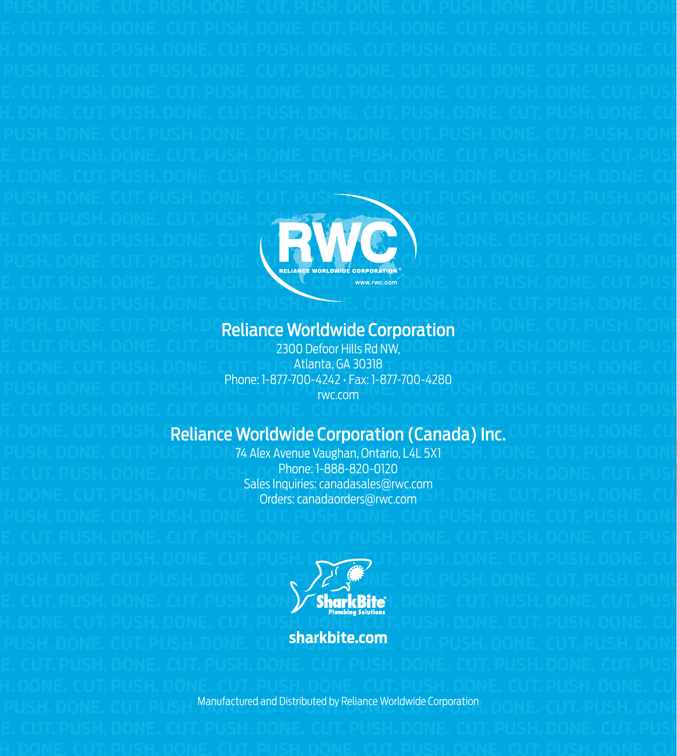## Reliance Worldwide Corporation

2300 Defoor Hills Rd NW,
Atlanta, GA 30318
Phone: 1-877-700-4242 · Fax: 1-877-700-4280
rwc.com

## Reliance Worldwide Corporation (Canada) Inc.

74 Alex Avenue Vaughan, Ontario, L4L 5X1
Phone: 1-888-820-0120
Sales Inquiries: canadasales@rwc.com
Orders: canadaorders@rwc.com

**sharkbite.com**

Manufactured and Distributed by Reliance Worldwide Corporation